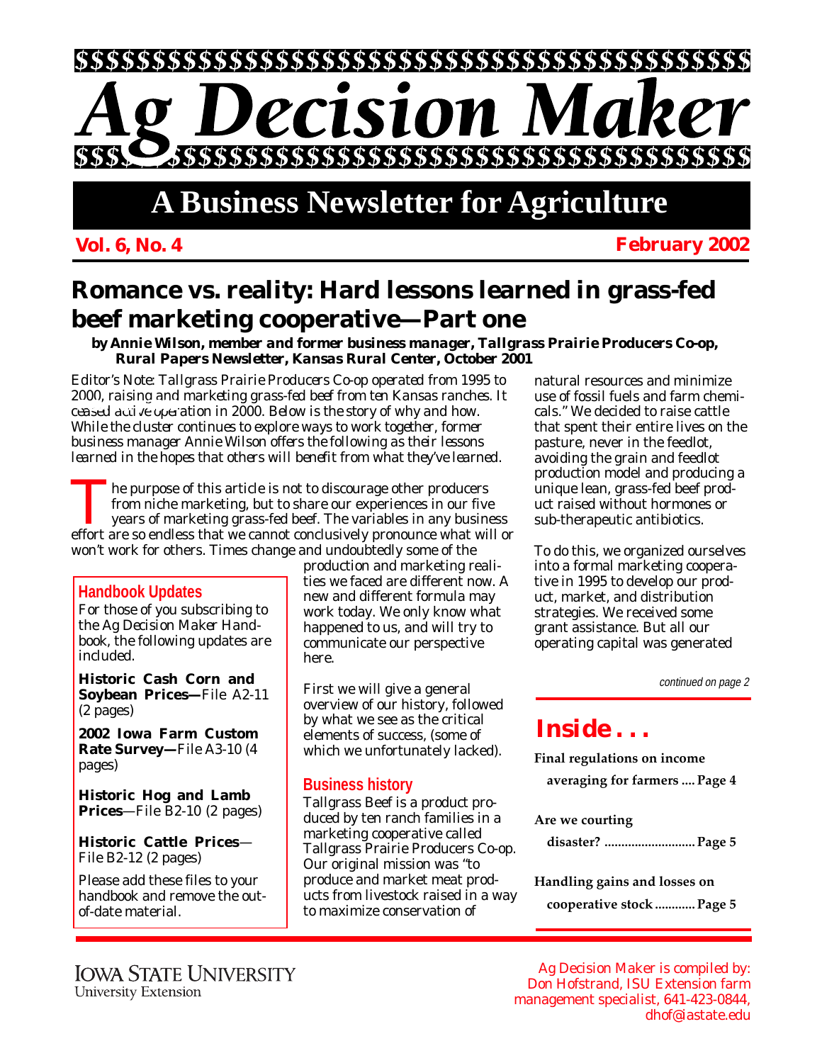# Ag Decision Maker

## A Business Newsletter for Agriculture

**Vol. 6, No. 4** **February 2002**

# Romance vs. reality: Hard lessons learned in grass-fed beef marketing cooperative—Part one

***by Annie Wilson, member and former business manager, Tallgrass Prairie Producers Co-op, Rural Papers Newsletter, Kansas Rural Center, October 2001***

*Editor's Note: Tallgrass Prairie Producers Co-op operated from 1995 to 2000, raising and marketing grass-fed beef from ten Kansas ranches. It ceased active operation in 2000. Below is the story of why and how. While the cluster continues to explore ways to work together, former business manager Annie Wilson offers the following as their lessons learned in the hopes that others will benefit from what they've learned.*

The purpose of this article is not to discourage other producers from niche marketing, but to share our experiences in our five years of marketing grass-fed beef. The variables in any business effort are so endless that we cannot conclusively pronounce what will or won't work for others. Times change and undoubtedly some of the production and marketing realities we faced are different now. A new and different formula may work today. We only know what happened to us, and will try to communicate our perspective here.

First we will give a general overview of our history, followed by what we see as the critical elements of success, (some of which we unfortunately lacked).

### Business history

Tallgrass Beef is a product produced by ten ranch families in a marketing cooperative called Tallgrass Prairie Producers Co-op. Our original mission was "to produce and market meat products from livestock raised in a way to maximize conservation of natural resources and minimize use of fossil fuels and farm chemicals." We decided to raise cattle that spent their entire lives on the pasture, never in the feedlot, avoiding the grain and feedlot production model and producing a unique lean, grass-fed beef product raised without hormones or sub-therapeutic antibiotics.

To do this, we organized ourselves into a formal marketing cooperative in 1995 to develop our product, market, and distribution strategies. We received some grant assistance. But all our operating capital was generated

*continued on page 2*

### Handbook Updates

For those of you subscribing to the Ag Decision Maker Handbook, the following updates are included.

**Historic Cash Corn and Soybean Prices—**File A2-11 (2 pages)

**2002 Iowa Farm Custom Rate Survey—**File A3-10 (4 pages)

**Historic Hog and Lamb Prices**—File B2-10 (2 pages)

**Historic Cattle Prices**—File B2-12 (2 pages)

Please add these files to your handbook and remove the out-of-date material.

## Inside . . .

**Final regulations on income averaging for farmers .... Page 4**

**Are we courting disaster? .......................... Page 5**

**Handling gains and losses on cooperative stock ............ Page 5**

IOWA STATE UNIVERSITY
University Extension

Ag Decision Maker is compiled by: Don Hofstrand, ISU Extension farm management specialist, 641-423-0844, dhof@iastate.edu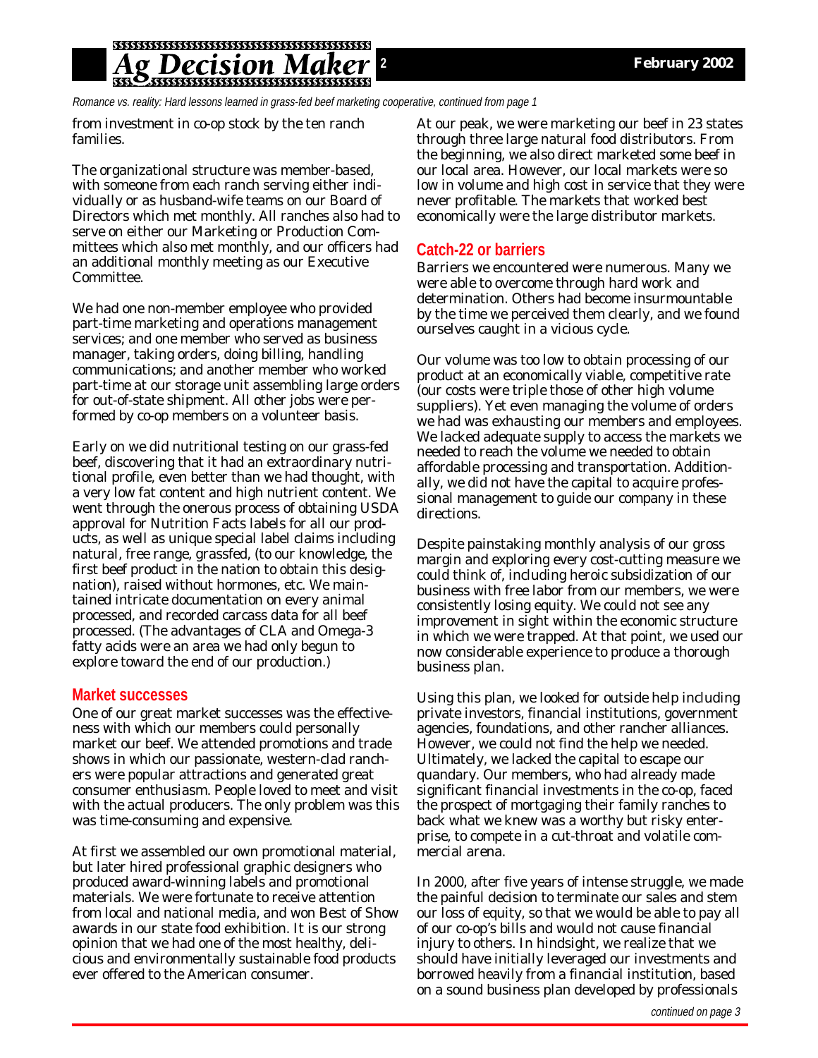*Romance vs. reality: Hard lessons learned in grass-fed beef marketing cooperative, continued from page 1*

from investment in co-op stock by the ten ranch families.

The organizational structure was member-based, with someone from each ranch serving either individually or as husband-wife teams on our Board of Directors which met monthly. All ranches also had to serve on either our Marketing or Production Committees which also met monthly, and our officers had an additional monthly meeting as our Executive Committee.

We had one non-member employee who provided part-time marketing and operations management services; and one member who served as business manager, taking orders, doing billing, handling communications; and another member who worked part-time at our storage unit assembling large orders for out-of-state shipment. All other jobs were performed by co-op members on a volunteer basis.

Early on we did nutritional testing on our grass-fed beef, discovering that it had an extraordinary nutritional profile, even better than we had thought, with a very low fat content and high nutrient content. We went through the onerous process of obtaining USDA approval for Nutrition Facts labels for all our products, as well as unique special label claims including natural, free range, grassfed, (to our knowledge, the first beef product in the nation to obtain this designation), raised without hormones, etc. We maintained intricate documentation on every animal processed, and recorded carcass data for all beef processed. (The advantages of CLA and Omega-3 fatty acids were an area we had only begun to explore toward the end of our production.)

## Market successes

One of our great market successes was the effectiveness with which our members could personally market our beef. We attended promotions and trade shows in which our passionate, western-clad ranchers were popular attractions and generated great consumer enthusiasm. People loved to meet and visit with the actual producers. The only problem was this was time-consuming and expensive.

At first we assembled our own promotional material, but later hired professional graphic designers who produced award-winning labels and promotional materials. We were fortunate to receive attention from local and national media, and won Best of Show awards in our state food exhibition. It is our strong opinion that we had one of the most healthy, delicious and environmentally sustainable food products ever offered to the American consumer.

At our peak, we were marketing our beef in 23 states through three large natural food distributors. From the beginning, we also direct marketed some beef in our local area. However, our local markets were so low in volume and high cost in service that they were never profitable. The markets that worked best economically were the large distributor markets.

## Catch-22 or barriers

Barriers we encountered were numerous. Many we were able to overcome through hard work and determination. Others had become insurmountable by the time we perceived them clearly, and we found ourselves caught in a vicious cycle.

Our volume was too low to obtain processing of our product at an economically viable, competitive rate (our costs were triple those of other high volume suppliers). Yet even managing the volume of orders we had was exhausting our members and employees. We lacked adequate supply to access the markets we needed to reach the volume we needed to obtain affordable processing and transportation. Additionally, we did not have the capital to acquire professional management to guide our company in these directions.

Despite painstaking monthly analysis of our gross margin and exploring every cost-cutting measure we could think of, including heroic subsidization of our business with free labor from our members, we were consistently losing equity. We could not see any improvement in sight within the economic structure in which we were trapped. At that point, we used our now considerable experience to produce a thorough business plan.

Using this plan, we looked for outside help including private investors, financial institutions, government agencies, foundations, and other rancher alliances. However, we could not find the help we needed. Ultimately, we lacked the capital to escape our quandary. Our members, who had already made significant financial investments in the co-op, faced the prospect of mortgaging their family ranches to back what we knew was a worthy but risky enterprise, to compete in a cut-throat and volatile commercial arena.

In 2000, after five years of intense struggle, we made the painful decision to terminate our sales and stem our loss of equity, so that we would be able to pay all of our co-op's bills and would not cause financial injury to others. In hindsight, we realize that we should have initially leveraged our investments and borrowed heavily from a financial institution, based on a sound business plan developed by professionals

*continued on page 3*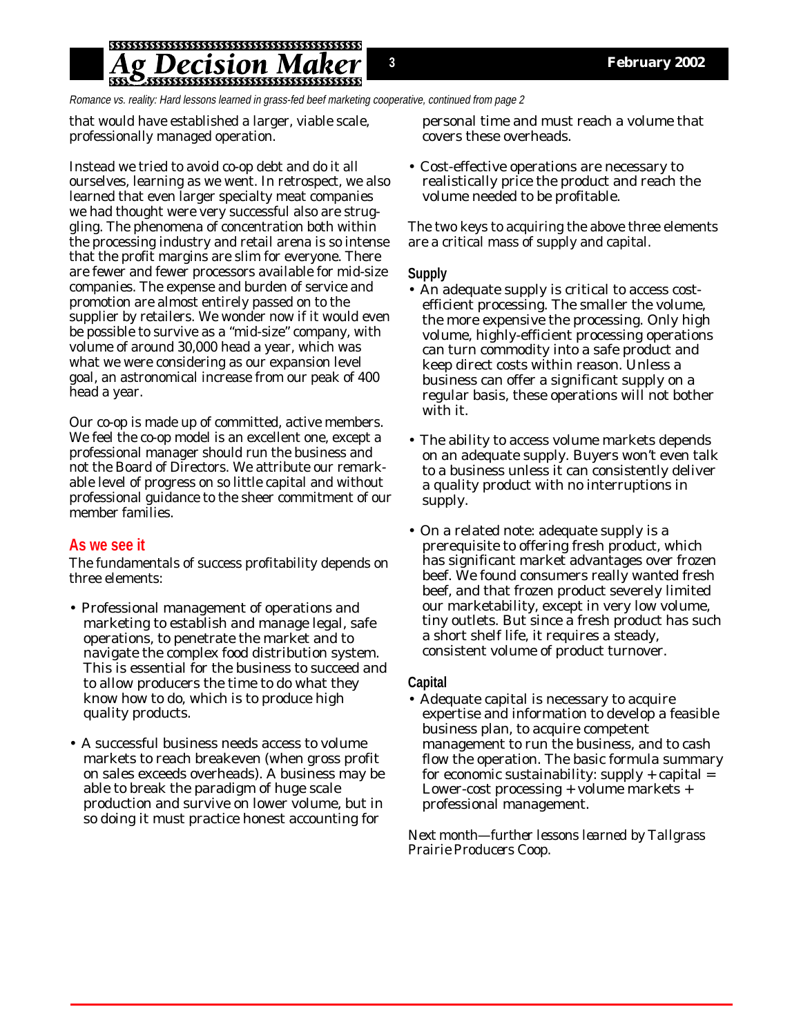*Romance vs. reality: Hard lessons learned in grass-fed beef marketing cooperative, continued from page 2*

that would have established a larger, viable scale, professionally managed operation.

Instead we tried to avoid co-op debt and do it all ourselves, learning as we went. In retrospect, we also learned that even larger specialty meat companies we had thought were very successful also are struggling. The phenomena of concentration both within the processing industry and retail arena is so intense that the profit margins are slim for everyone. There are fewer and fewer processors available for mid-size companies. The expense and burden of service and promotion are almost entirely passed on to the supplier by retailers. We wonder now if it would even be possible to survive as a "mid-size" company, with volume of around 30,000 head a year, which was what we were considering as our expansion level goal, an astronomical increase from our peak of 400 head a year.

Our co-op is made up of committed, active members. We feel the co-op model is an excellent one, except a professional manager should run the business and not the Board of Directors. We attribute our remarkable level of progress on so little capital and without professional guidance to the sheer commitment of our member families.

## As we see it

The fundamentals of success profitability depends on three elements:

- Professional management of operations and marketing to establish and manage legal, safe operations, to penetrate the market and to navigate the complex food distribution system. This is essential for the business to succeed and to allow producers the time to do what they know how to do, which is to produce high quality products.
- A successful business needs access to volume markets to reach breakeven (when gross profit on sales exceeds overheads). A business may be able to break the paradigm of huge scale production and survive on lower volume, but in so doing it must practice honest accounting for personal time and must reach a volume that covers these overheads.
- Cost-effective operations are necessary to realistically price the product and reach the volume needed to be profitable.

The two keys to acquiring the above three elements are a critical mass of supply and capital.

### Supply

- An adequate supply is critical to access cost-efficient processing. The smaller the volume, the more expensive the processing. Only high volume, highly-efficient processing operations can turn commodity into a safe product and keep direct costs within reason. Unless a business can offer a significant supply on a regular basis, these operations will not bother with it.
- The ability to access volume markets depends on an adequate supply. Buyers won't even talk to a business unless it can consistently deliver a quality product with no interruptions in supply.
- On a related note: adequate supply is a prerequisite to offering fresh product, which has significant market advantages over frozen beef. We found consumers really wanted fresh beef, and that frozen product severely limited our marketability, except in very low volume, tiny outlets. But since a fresh product has such a short shelf life, it requires a steady, consistent volume of product turnover.

### Capital

- Adequate capital is necessary to acquire expertise and information to develop a feasible business plan, to acquire competent management to run the business, and to cash flow the operation. The basic formula summary for economic sustainability: supply + capital = Lower-cost processing + volume markets + professional management.

*Next month—further lessons learned by Tallgrass Prairie Producers Coop.*